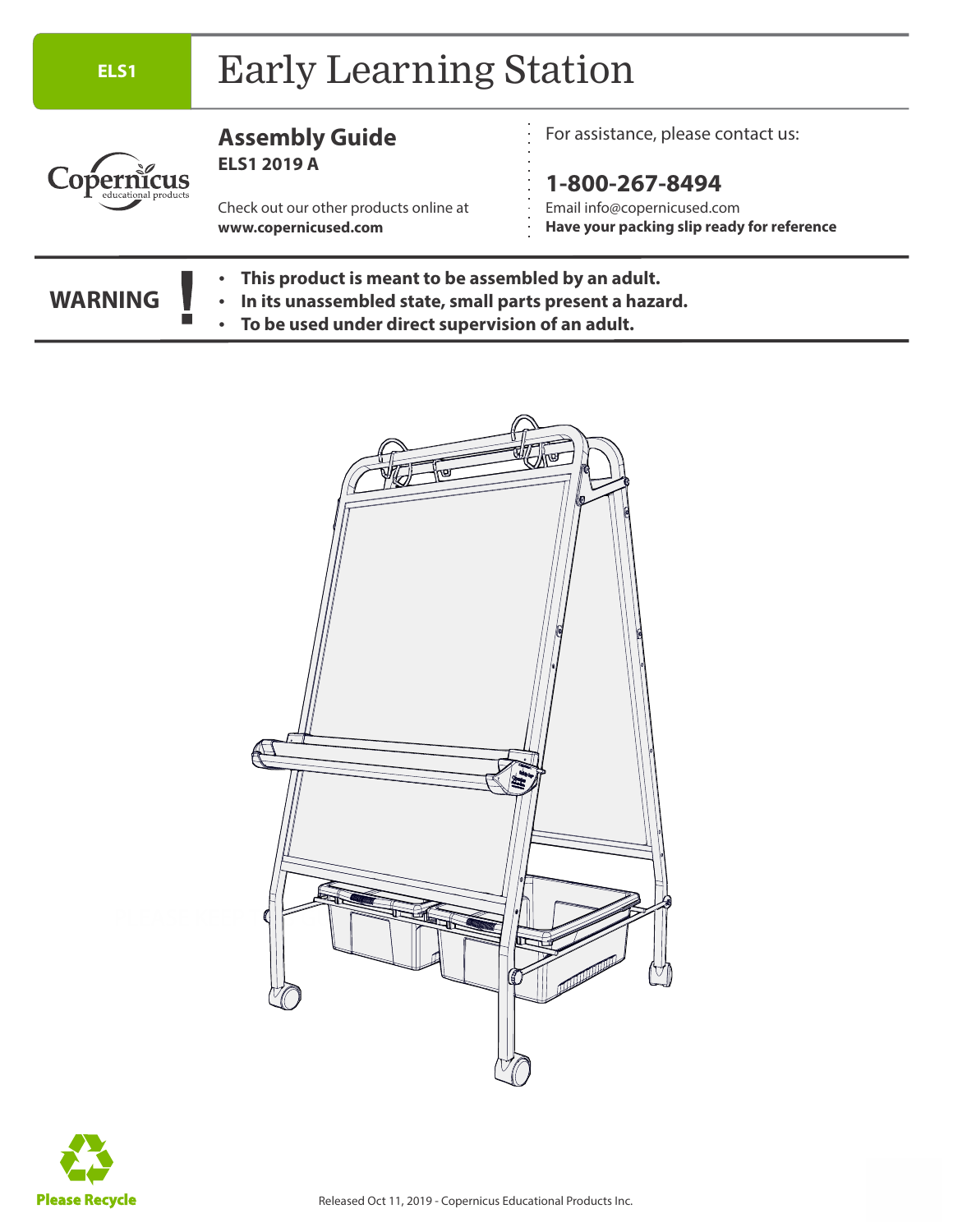ELS1

# Early Learning Station

Copernicus educational products

## Assembly Guide

**ELS1 2019 A**

Check out our other products online at **www.copernicused.com**

For assistance, please contact us:

## 1-800-267-8494

Email info@copernicused.com

**Have your packing slip ready for reference**

**WARNING !**

- **This product is meant to be assembled by an adult.**
- **In its unassembled state, small parts present a hazard.**
- **To be used under direct supervision of an adult.**

**Please Recycle**

Released Oct 11, 2019 - Copernicus Educational Products Inc.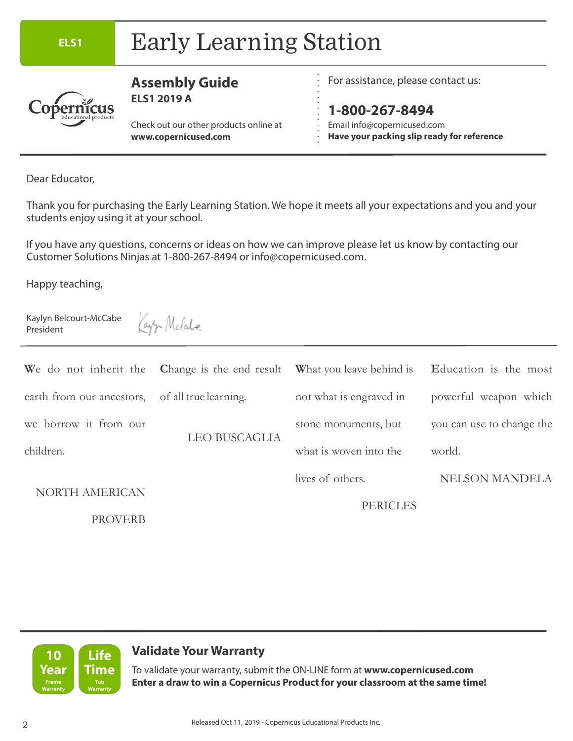ELS1

# Early Learning Station

## Assembly Guide

**ELS1 2019 A**

Check out our other products online at **www.copernicused.com**

For assistance, please contact us:

**1-800-267-8494**

Email info@copernicused.com

**Have your packing slip ready for reference**

Dear Educator,

Thank you for purchasing the Early Learning Station. We hope it meets all your expectations and you and your students enjoy using it at your school.

If you have any questions, concerns or ideas on how we can improve please let us know by contacting our Customer Solutions Ninjas at 1-800-267-8494 or info@copernicused.com.

Happy teaching,

Kaylyn Belcourt-McCabe
President

We do not inherit the earth from our ancestors, we borrow it from our children.

NORTH AMERICAN PROVERB

Change is the end result of all true learning.

LEO BUSCAGLIA

What you leave behind is not what is engraved in stone monuments, but what is woven into the lives of others.

PERICLES

Education is the most powerful weapon which you can use to change the world.

NELSON MANDELA

**10 Year** Frame Warranty

**Life Time** Tub Warranty

## Validate Your Warranty

To validate your warranty, submit the ON-LINE form at **www.copernicused.com**
**Enter a draw to win a Copernicus Product for your classroom at the same time!**

Released Oct 11, 2019 - Copernicus Educational Products Inc.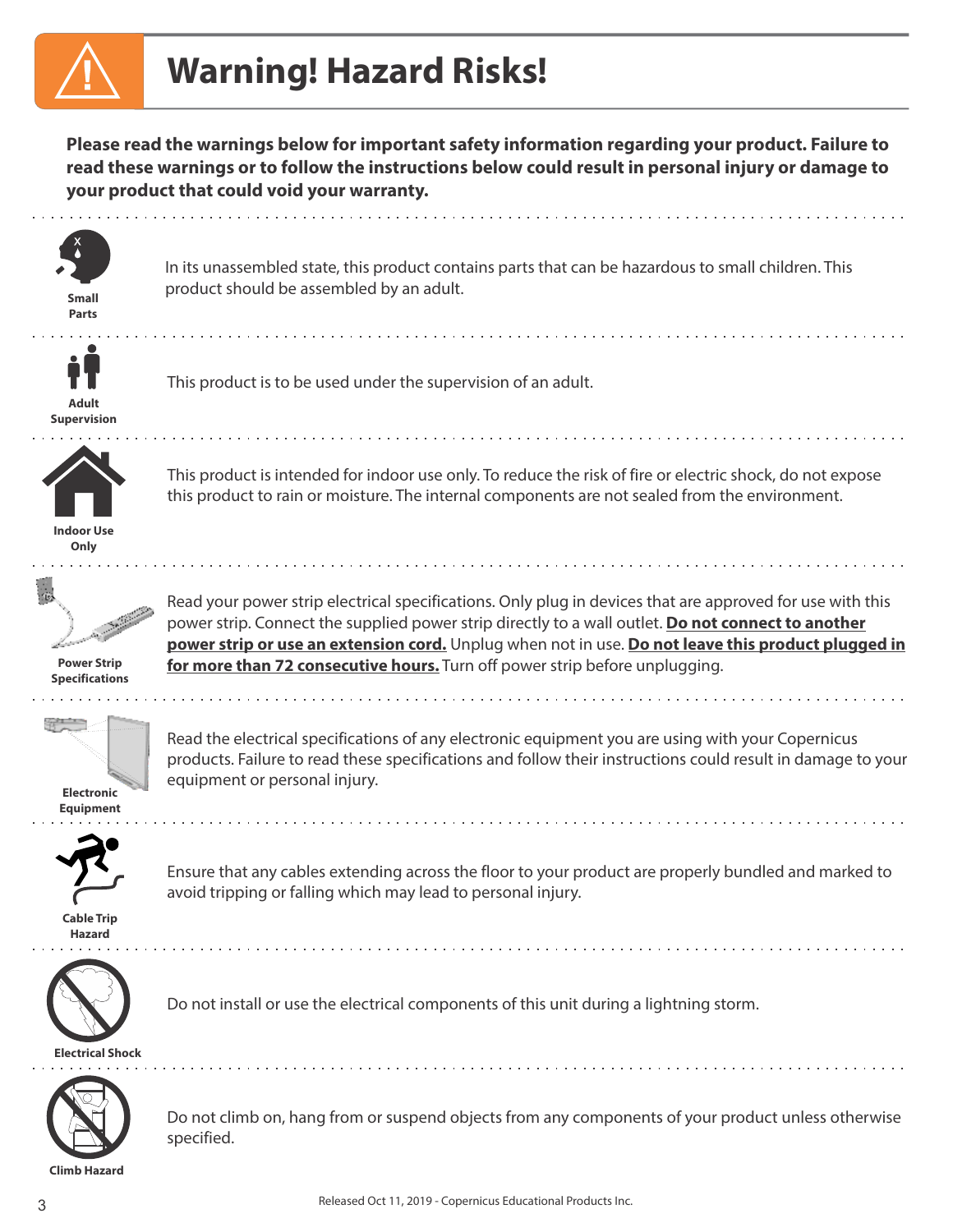# Warning! Hazard Risks!

**Please read the warnings below for important safety information regarding your product. Failure to read these warnings or to follow the instructions below could result in personal injury or damage to your product that could void your warranty.**

**Small Parts**

In its unassembled state, this product contains parts that can be hazardous to small children. This product should be assembled by an adult.

**Adult Supervision**

This product is to be used under the supervision of an adult.

**Indoor Use Only**

This product is intended for indoor use only. To reduce the risk of fire or electric shock, do not expose this product to rain or moisture. The internal components are not sealed from the environment.

**Power Strip Specifications**

Read your power strip electrical specifications. Only plug in devices that are approved for use with this power strip. Connect the supplied power strip directly to a wall outlet. **Do not connect to another power strip or use an extension cord.** Unplug when not in use. **Do not leave this product plugged in for more than 72 consecutive hours.** Turn off power strip before unplugging.

**Electronic Equipment**

Read the electrical specifications of any electronic equipment you are using with your Copernicus products. Failure to read these specifications and follow their instructions could result in damage to your equipment or personal injury.

**Cable Trip Hazard**

Ensure that any cables extending across the floor to your product are properly bundled and marked to avoid tripping or falling which may lead to personal injury.

**Electrical Shock**

Do not install or use the electrical components of this unit during a lightning storm.

**Climb Hazard**

Do not climb on, hang from or suspend objects from any components of your product unless otherwise specified.

Released Oct 11, 2019 - Copernicus Educational Products Inc.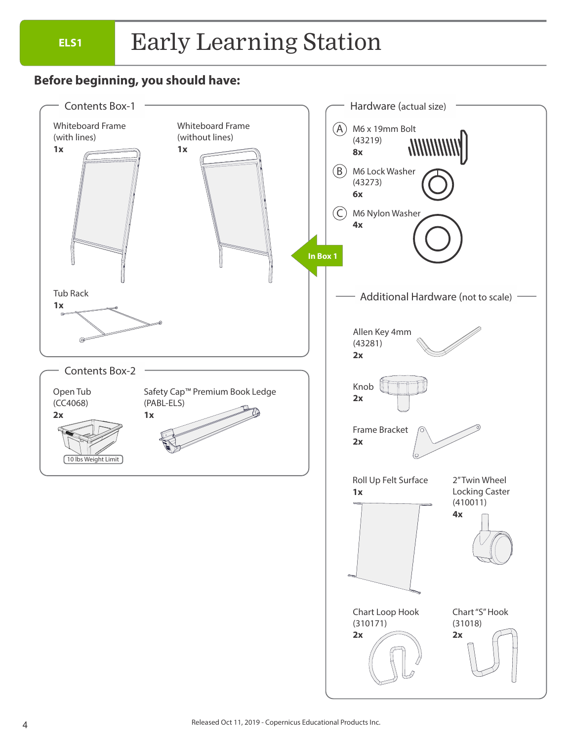ELS1

# Early Learning Station

## Before beginning, you should have:

### Contents Box-1

Whiteboard Frame (with lines)
**1x**

Whiteboard Frame (without lines)
**1x**

Tub Rack
**1x**

In Box 1

### Contents Box-2

Open Tub (CC4068)
**2x**

10 lbs Weight Limit

Safety Cap™ Premium Book Ledge (PABL-ELS)
**1x**

### Hardware (actual size)

(A) M6 x 19mm Bolt (43219)
**8x**

(B) M6 Lock Washer (43273)
**6x**

(C) M6 Nylon Washer
**4x**

### Additional Hardware (not to scale)

Allen Key 4mm (43281)
**2x**

Knob
**2x**

Frame Bracket
**2x**

Roll Up Felt Surface
**1x**

2" Twin Wheel Locking Caster (410011)
**4x**

Chart Loop Hook (310171)
**2x**

Chart "S" Hook (31018)
**2x**

Released Oct 11, 2019 - Copernicus Educational Products Inc.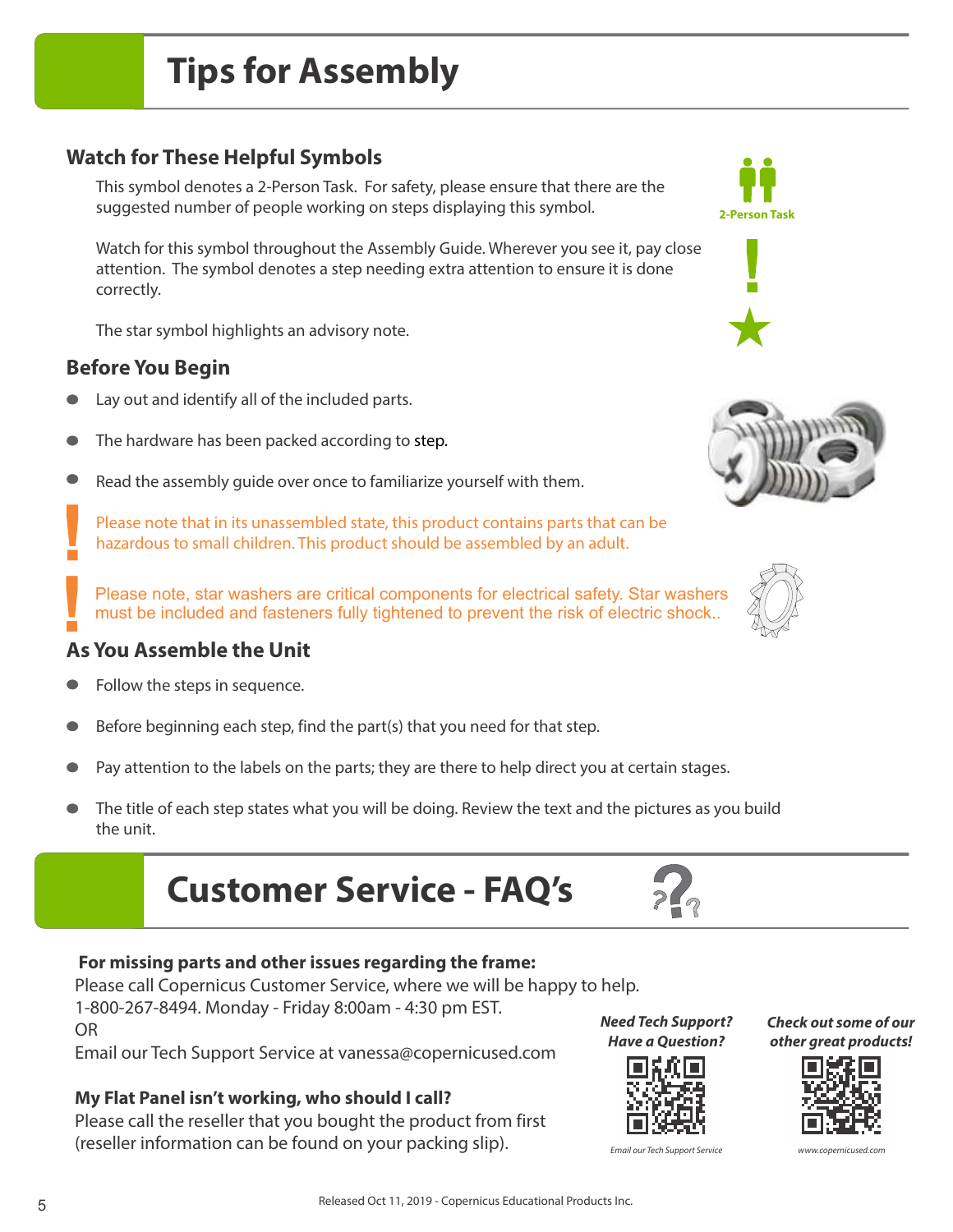# Tips for Assembly

## Watch for These Helpful Symbols

This symbol denotes a 2-Person Task. For safety, please ensure that there are the suggested number of people working on steps displaying this symbol.

2-Person Task

Watch for this symbol throughout the Assembly Guide. Wherever you see it, pay close attention. The symbol denotes a step needing extra attention to ensure it is done correctly.

The star symbol highlights an advisory note.

## Before You Begin

- Lay out and identify all of the included parts.
- The hardware has been packed according to step.
- Read the assembly guide over once to familiarize yourself with them.

! Please note that in its unassembled state, this product contains parts that can be hazardous to small children. This product should be assembled by an adult.

! Please note, star washers are critical components for electrical safety. Star washers must be included and fasteners fully tightened to prevent the risk of electric shock..

## As You Assemble the Unit

- Follow the steps in sequence.
- Before beginning each step, find the part(s) that you need for that step.
- Pay attention to the labels on the parts; they are there to help direct you at certain stages.
- The title of each step states what you will be doing. Review the text and the pictures as you build the unit.

# Customer Service - FAQ's

**For missing parts and other issues regarding the frame:**

Please call Copernicus Customer Service, where we will be happy to help.
1-800-267-8494. Monday - Friday 8:00am - 4:30 pm EST.
OR
Email our Tech Support Service at vanessa@copernicused.com

**My Flat Panel isn't working, who should I call?**

Please call the reseller that you bought the product from first (reseller information can be found on your packing slip).

***Need Tech Support? Have a Question?***

*Email our Tech Support Service*

***Check out some of our other great products!***

*www.copernicused.com*

Released Oct 11, 2019 - Copernicus Educational Products Inc.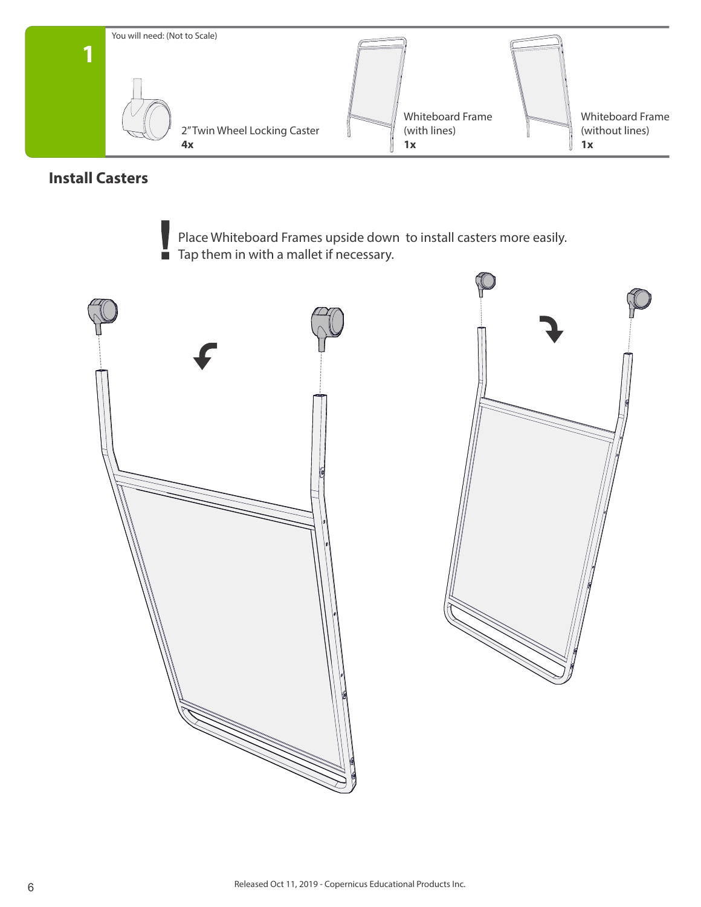## 1

You will need: (Not to Scale)

- 2" Twin Wheel Locking Caster **4x**
- Whiteboard Frame (with lines) **1x**
- Whiteboard Frame (without lines) **1x**

## Install Casters

**!** Place Whiteboard Frames upside down to install casters more easily. Tap them in with a mallet if necessary.

Released Oct 11, 2019 - Copernicus Educational Products Inc.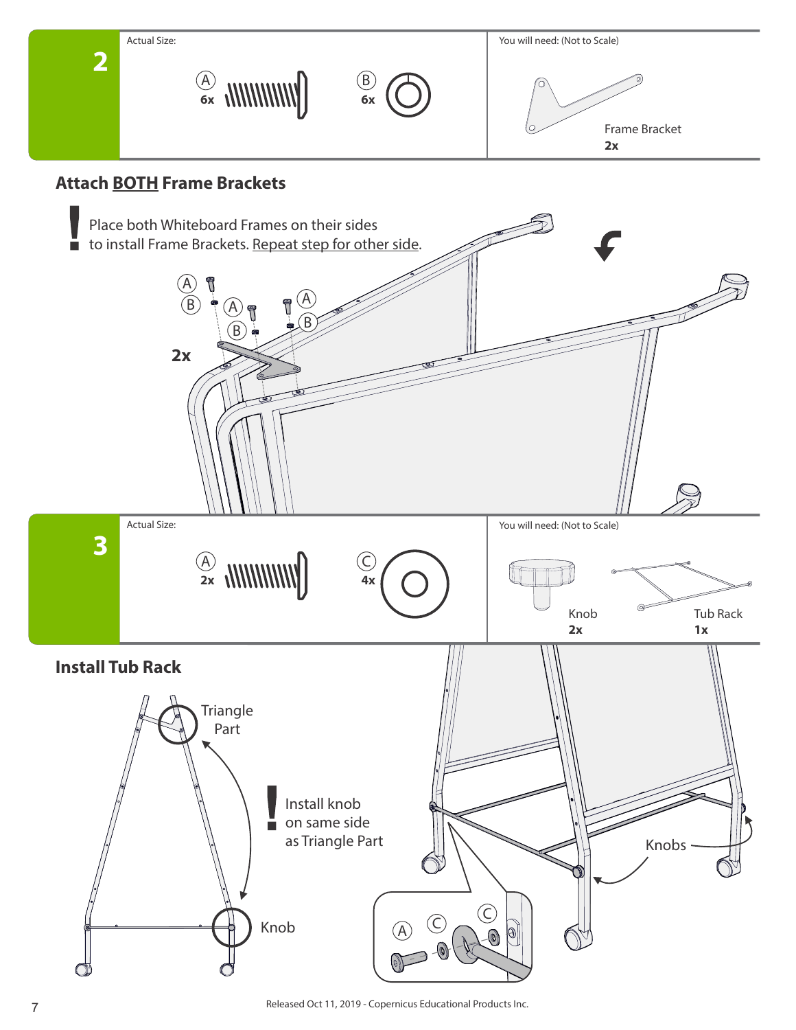## 2

Actual Size:

- (A) 6x
- (B) 6x

You will need: (Not to Scale)

- Frame Bracket 2x

### Attach BOTH Frame Brackets

**!** Place both Whiteboard Frames on their sides to install Frame Brackets. Repeat step for other side.

(A) (B) (A) (B) (A) (B)

**2x**

## 3

Actual Size:

- (A) 2x
- (C) 4x

You will need: (Not to Scale)

- Knob 2x
- Tub Rack 1x

### Install Tub Rack

Triangle Part

**!** Install knob on same side as Triangle Part

Knob

Knobs

(A) (C) (C)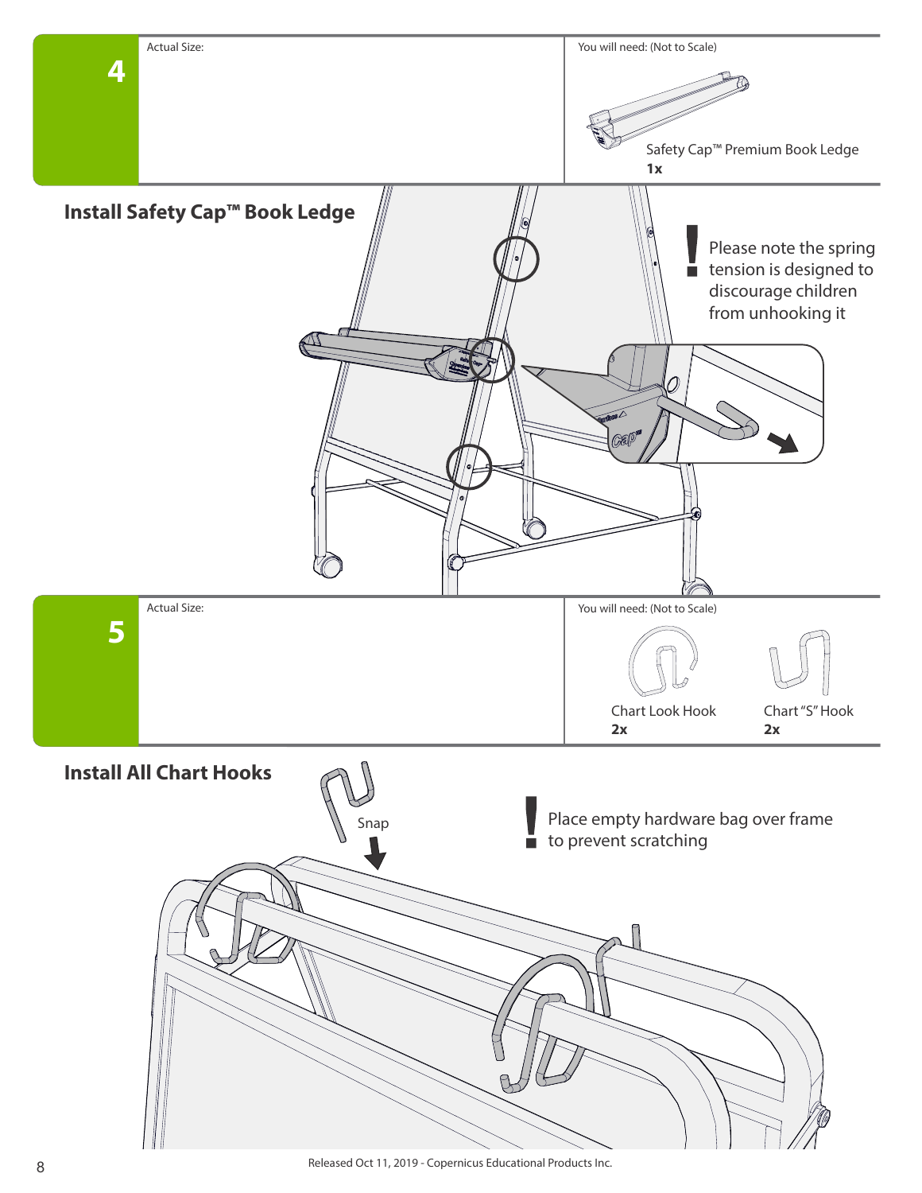## 4

Actual Size:

You will need: (Not to Scale)

Safety Cap™ Premium Book Ledge
**1x**

### Install Safety Cap™ Book Ledge

**!** Please note the spring tension is designed to discourage children from unhooking it

## 5

Actual Size:

You will need: (Not to Scale)

Chart Look Hook
**2x**

Chart "S" Hook
**2x**

### Install All Chart Hooks

Snap

**!** Place empty hardware bag over frame to prevent scratching

Released Oct 11, 2019 - Copernicus Educational Products Inc.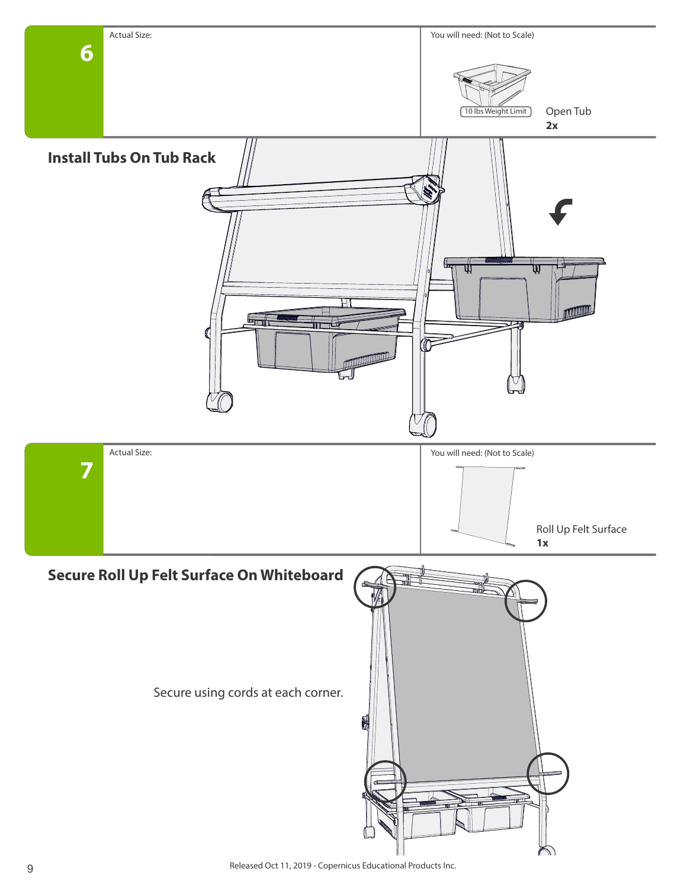## 6

Actual Size:

You will need: (Not to Scale)

10 lbs Weight Limit

Open Tub
**2x**

**Install Tubs On Tub Rack**

## 7

Actual Size:

You will need: (Not to Scale)

Roll Up Felt Surface
**1x**

**Secure Roll Up Felt Surface On Whiteboard**

Secure using cords at each corner.

Released Oct 11, 2019 - Copernicus Educational Products Inc.